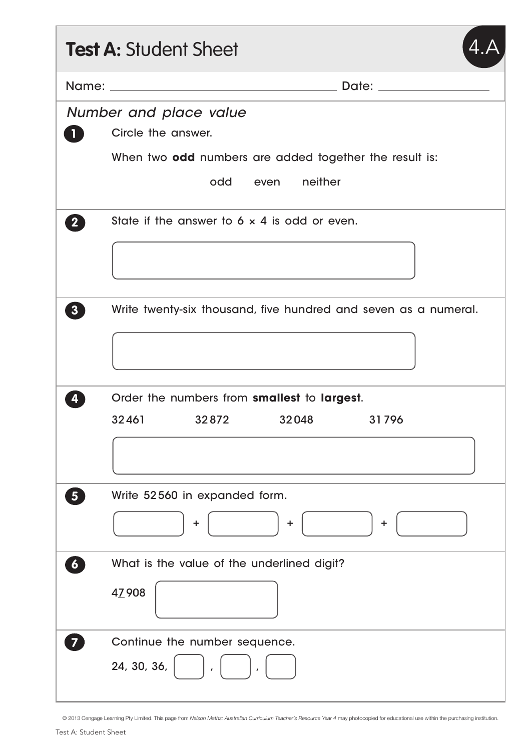# **Test A:** Student Sheet

4.A

Name: ______________________ Date: ____________

*Number and place value*

**1** Circle the answer.

When two **odd** numbers are added together the result is:

odd even neither

**2** State if the answer to 6 × 4 is odd or even.

**3** Write twenty-six thousand, five hundred and seven as a numeral.

**4** Order the numbers from **smallest** to **largest**.

32 461 32 872 32 048 31 796

**5** Write 52 560 in expanded form.

☐ + ☐ + ☐ + ☐

**6** What is the value of the underlined digit?

4<u>7</u> 908

**7** Continue the number sequence.

24, 30, 36, ☐ , ☐ , ☐

© 2013 Cengage Learning Pty Limited. This page from *Nelson Maths: Australian Curriculum Teacher's Resource Year 4* may photocopied for educational use within the purchasing institution.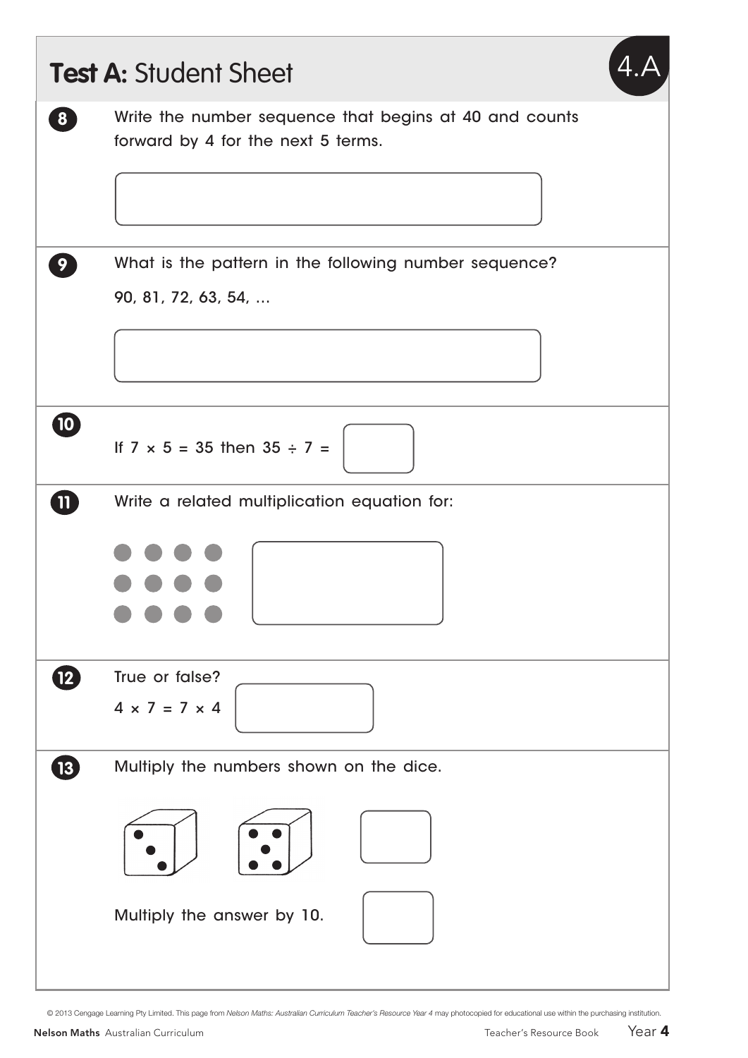# Test A: Student Sheet

4.A

**8** Write the number sequence that begins at 40 and counts forward by 4 for the next 5 terms.

**9** What is the pattern in the following number sequence?

90, 81, 72, 63, 54, ...

**10** If $7 \times 5 = 35$ then $35 \div 7 =$

**11** Write a related multiplication equation for:

**12** True or false?

$4 \times 7 = 7 \times 4$

**13** Multiply the numbers shown on the dice.

Multiply the answer by 10.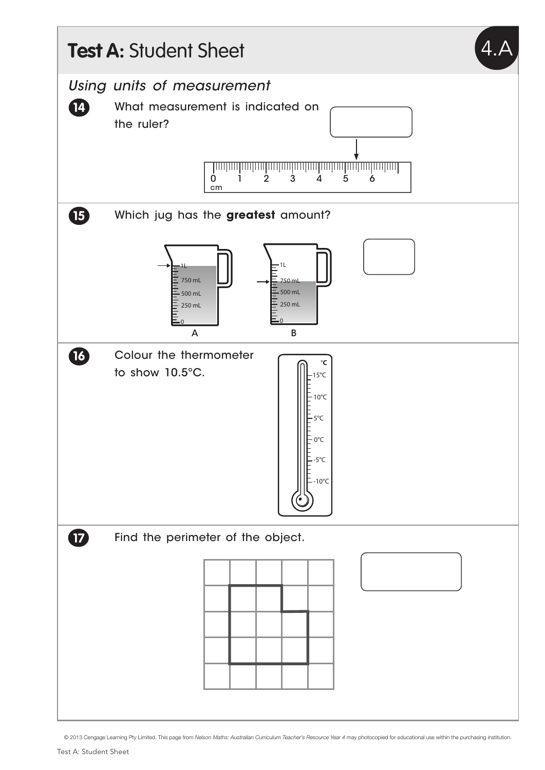# **Test A:** Student Sheet

4.A

*Using units of measurement*

**14** What measurement is indicated on the ruler?

0 1 2 3 4 5 6
cm

**15** Which jug has the **greatest** amount?

1L
750 mL
500 mL
250 mL
0

A

1L
750 mL
500 mL
250 mL
0

B

**16** Colour the thermometer to show 10.5°C.

°C
15°C
10°C
5°C
0°C
-5°C
-10°C

**17** Find the perimeter of the object.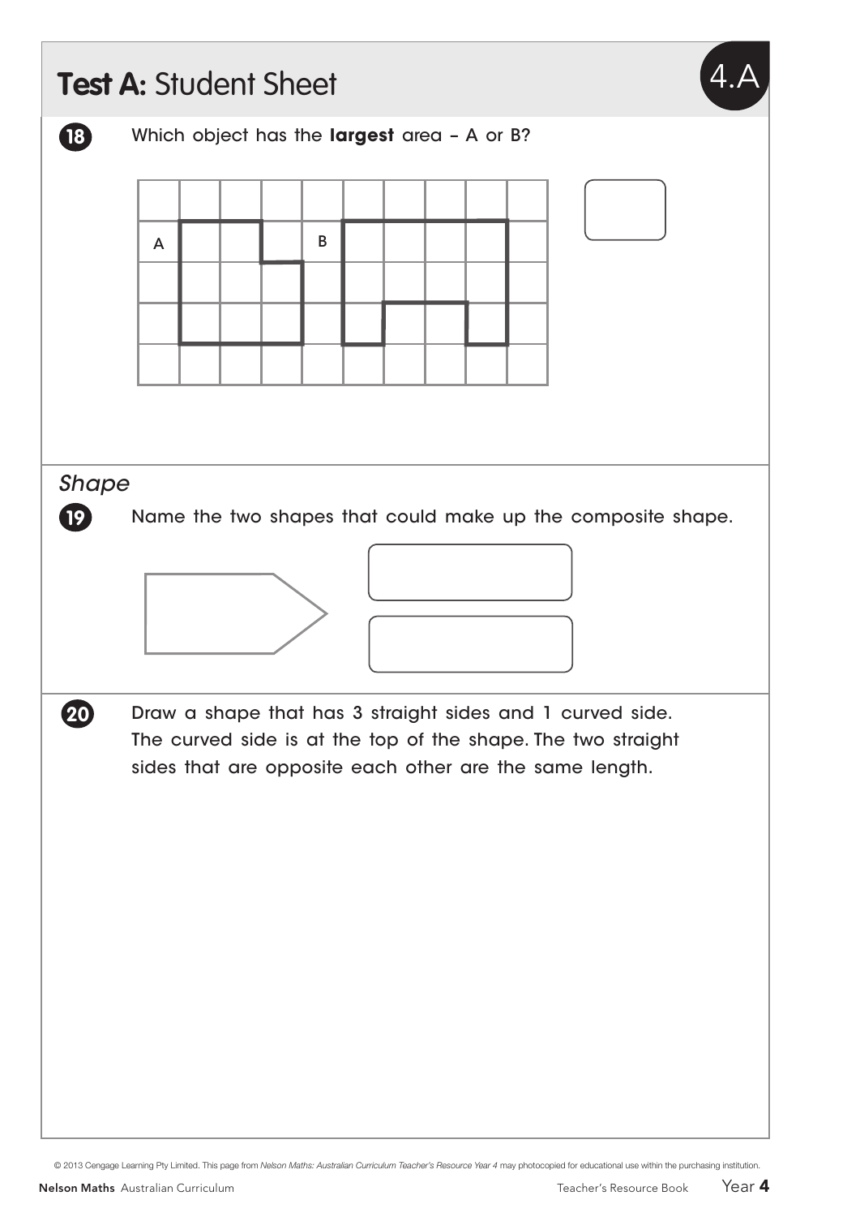# **Test A:** Student Sheet

4.A

**18** Which object has the **largest** area – A or B?

A B

**Shape**

**19** Name the two shapes that could make up the composite shape.

**20** Draw a shape that has 3 straight sides and 1 curved side. The curved side is at the top of the shape. The two straight sides that are opposite each other are the same length.

© 2013 Cengage Learning Pty Limited. This page from *Nelson Maths: Australian Curriculum Teacher's Resource Year 4* may photocopied for educational use within the purchasing institution.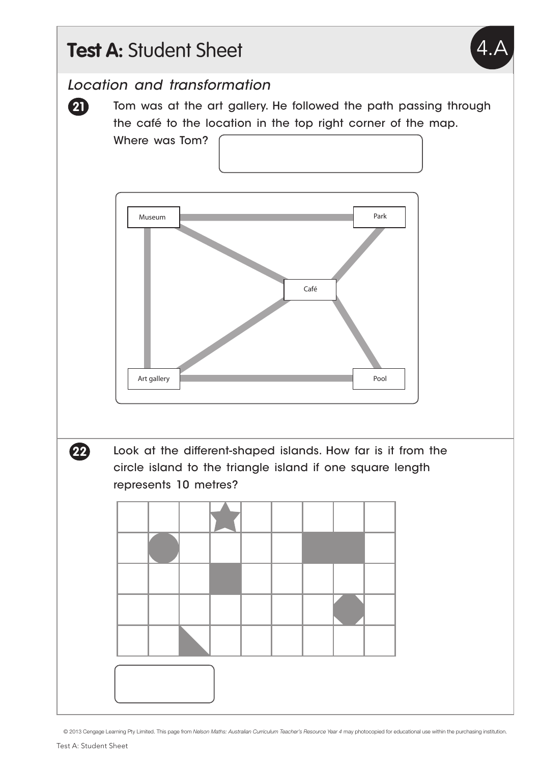# Test A: Student Sheet

4.A

*Location and transformation*

**21** Tom was at the art gallery. He followed the path passing through the café to the location in the top right corner of the map. Where was Tom?

Museum

Park

Café

Art gallery

Pool

**22** Look at the different-shaped islands. How far is it from the circle island to the triangle island if one square length represents 10 metres?

© 2013 Cengage Learning Pty Limited. This page from *Nelson Maths: Australian Curriculum Teacher's Resource Year 4* may photocopied for educational use within the purchasing institution.